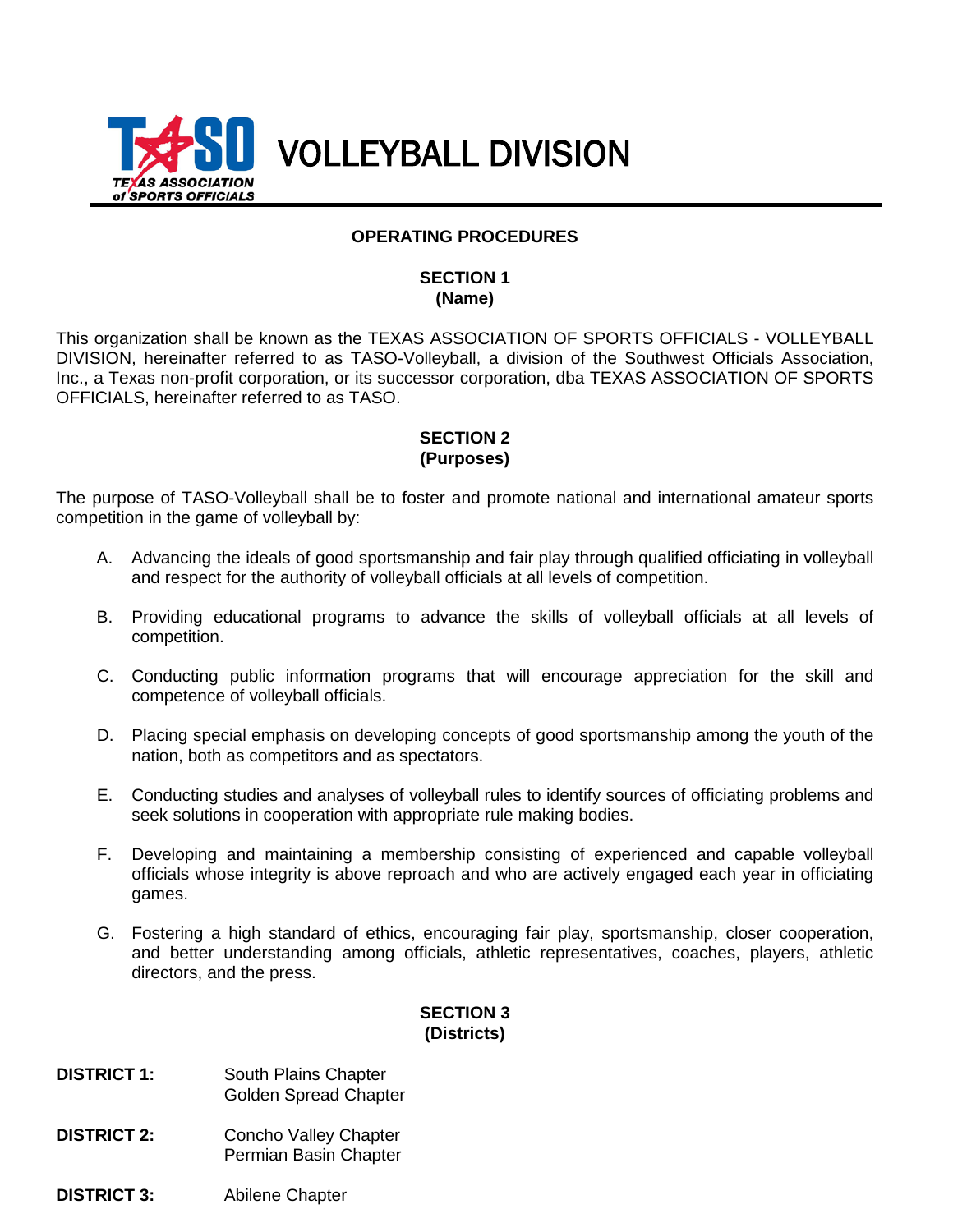# TASO VOLLEYBALL DIVISION

TEXAS ASSOCIATION of SPORTS OFFICIALS

## OPERATING PROCEDURES

### SECTION 1
### (Name)

This organization shall be known as the TEXAS ASSOCIATION OF SPORTS OFFICIALS - VOLLEYBALL DIVISION, hereinafter referred to as TASO-Volleyball, a division of the Southwest Officials Association, Inc., a Texas non-profit corporation, or its successor corporation, dba TEXAS ASSOCIATION OF SPORTS OFFICIALS, hereinafter referred to as TASO.

### SECTION 2
### (Purposes)

The purpose of TASO-Volleyball shall be to foster and promote national and international amateur sports competition in the game of volleyball by:

A. Advancing the ideals of good sportsmanship and fair play through qualified officiating in volleyball and respect for the authority of volleyball officials at all levels of competition.

B. Providing educational programs to advance the skills of volleyball officials at all levels of competition.

C. Conducting public information programs that will encourage appreciation for the skill and competence of volleyball officials.

D. Placing special emphasis on developing concepts of good sportsmanship among the youth of the nation, both as competitors and as spectators.

E. Conducting studies and analyses of volleyball rules to identify sources of officiating problems and seek solutions in cooperation with appropriate rule making bodies.

F. Developing and maintaining a membership consisting of experienced and capable volleyball officials whose integrity is above reproach and who are actively engaged each year in officiating games.

G. Fostering a high standard of ethics, encouraging fair play, sportsmanship, closer cooperation, and better understanding among officials, athletic representatives, coaches, players, athletic directors, and the press.

### SECTION 3
### (Districts)

**DISTRICT 1:** South Plains Chapter
Golden Spread Chapter

**DISTRICT 2:** Concho Valley Chapter
Permian Basin Chapter

**DISTRICT 3:** Abilene Chapter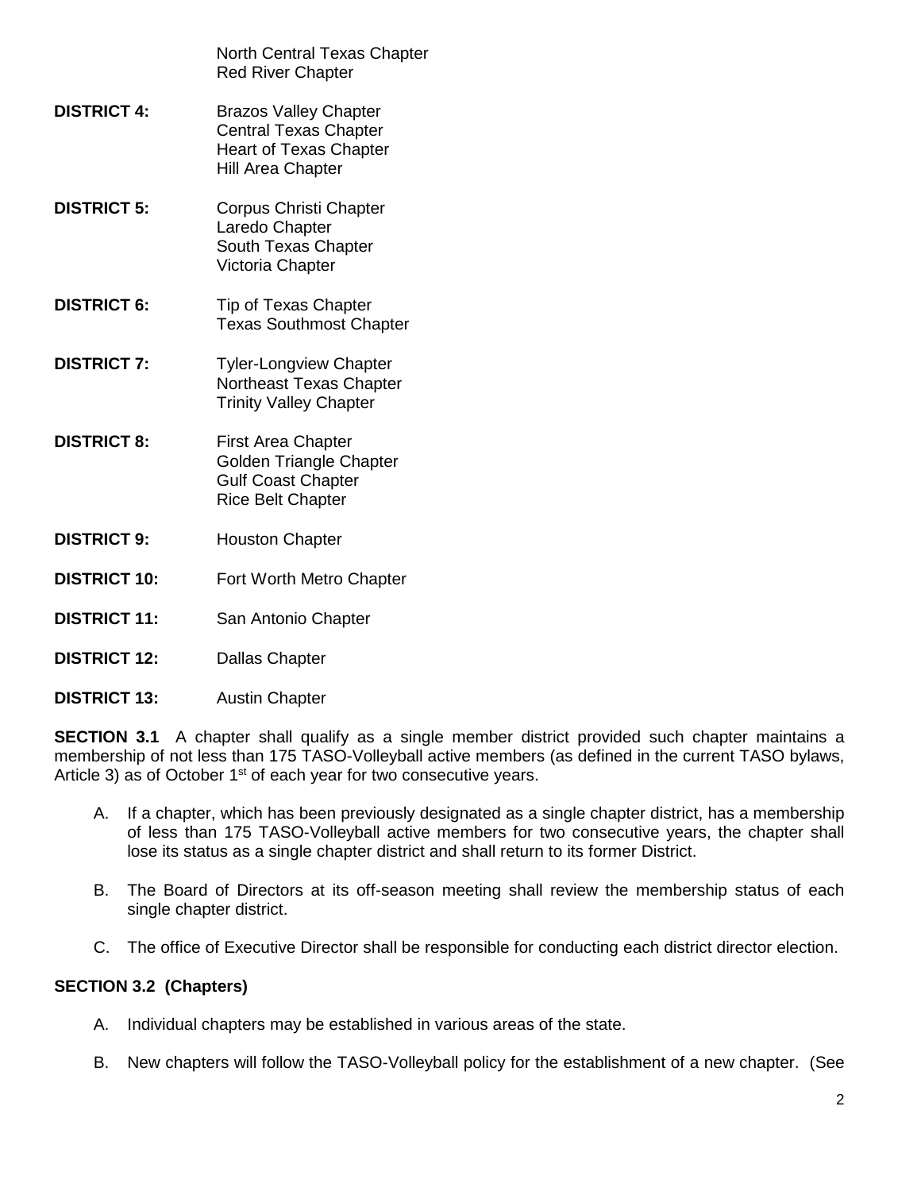North Central Texas Chapter
Red River Chapter

**DISTRICT 4:** Brazos Valley Chapter
Central Texas Chapter
Heart of Texas Chapter
Hill Area Chapter

**DISTRICT 5:** Corpus Christi Chapter
Laredo Chapter
South Texas Chapter
Victoria Chapter

**DISTRICT 6:** Tip of Texas Chapter
Texas Southmost Chapter

**DISTRICT 7:** Tyler-Longview Chapter
Northeast Texas Chapter
Trinity Valley Chapter

**DISTRICT 8:** First Area Chapter
Golden Triangle Chapter
Gulf Coast Chapter
Rice Belt Chapter

**DISTRICT 9:** Houston Chapter

**DISTRICT 10:** Fort Worth Metro Chapter

**DISTRICT 11:** San Antonio Chapter

**DISTRICT 12:** Dallas Chapter

**DISTRICT 13:** Austin Chapter

**SECTION 3.1** A chapter shall qualify as a single member district provided such chapter maintains a membership of not less than 175 TASO-Volleyball active members (as defined in the current TASO bylaws, Article 3) as of October 1st of each year for two consecutive years.

A. If a chapter, which has been previously designated as a single chapter district, has a membership of less than 175 TASO-Volleyball active members for two consecutive years, the chapter shall lose its status as a single chapter district and shall return to its former District.

B. The Board of Directors at its off-season meeting shall review the membership status of each single chapter district.

C. The office of Executive Director shall be responsible for conducting each district director election.

**SECTION 3.2 (Chapters)**

A. Individual chapters may be established in various areas of the state.

B. New chapters will follow the TASO-Volleyball policy for the establishment of a new chapter. (See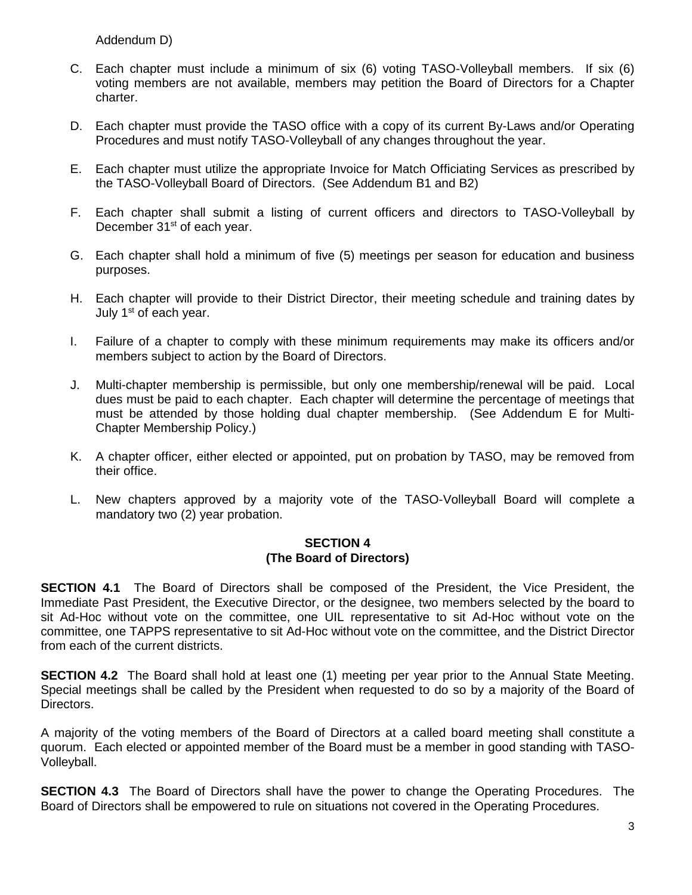Addendum D)

C. Each chapter must include a minimum of six (6) voting TASO-Volleyball members. If six (6) voting members are not available, members may petition the Board of Directors for a Chapter charter.

D. Each chapter must provide the TASO office with a copy of its current By-Laws and/or Operating Procedures and must notify TASO-Volleyball of any changes throughout the year.

E. Each chapter must utilize the appropriate Invoice for Match Officiating Services as prescribed by the TASO-Volleyball Board of Directors. (See Addendum B1 and B2)

F. Each chapter shall submit a listing of current officers and directors to TASO-Volleyball by December 31st of each year.

G. Each chapter shall hold a minimum of five (5) meetings per season for education and business purposes.

H. Each chapter will provide to their District Director, their meeting schedule and training dates by July 1st of each year.

I. Failure of a chapter to comply with these minimum requirements may make its officers and/or members subject to action by the Board of Directors.

J. Multi-chapter membership is permissible, but only one membership/renewal will be paid. Local dues must be paid to each chapter. Each chapter will determine the percentage of meetings that must be attended by those holding dual chapter membership. (See Addendum E for Multi-Chapter Membership Policy.)

K. A chapter officer, either elected or appointed, put on probation by TASO, may be removed from their office.

L. New chapters approved by a majority vote of the TASO-Volleyball Board will complete a mandatory two (2) year probation.

## SECTION 4
## (The Board of Directors)

**SECTION 4.1** The Board of Directors shall be composed of the President, the Vice President, the Immediate Past President, the Executive Director, or the designee, two members selected by the board to sit Ad-Hoc without vote on the committee, one UIL representative to sit Ad-Hoc without vote on the committee, one TAPPS representative to sit Ad-Hoc without vote on the committee, and the District Director from each of the current districts.

**SECTION 4.2** The Board shall hold at least one (1) meeting per year prior to the Annual State Meeting. Special meetings shall be called by the President when requested to do so by a majority of the Board of Directors.

A majority of the voting members of the Board of Directors at a called board meeting shall constitute a quorum. Each elected or appointed member of the Board must be a member in good standing with TASO-Volleyball.

**SECTION 4.3** The Board of Directors shall have the power to change the Operating Procedures. The Board of Directors shall be empowered to rule on situations not covered in the Operating Procedures.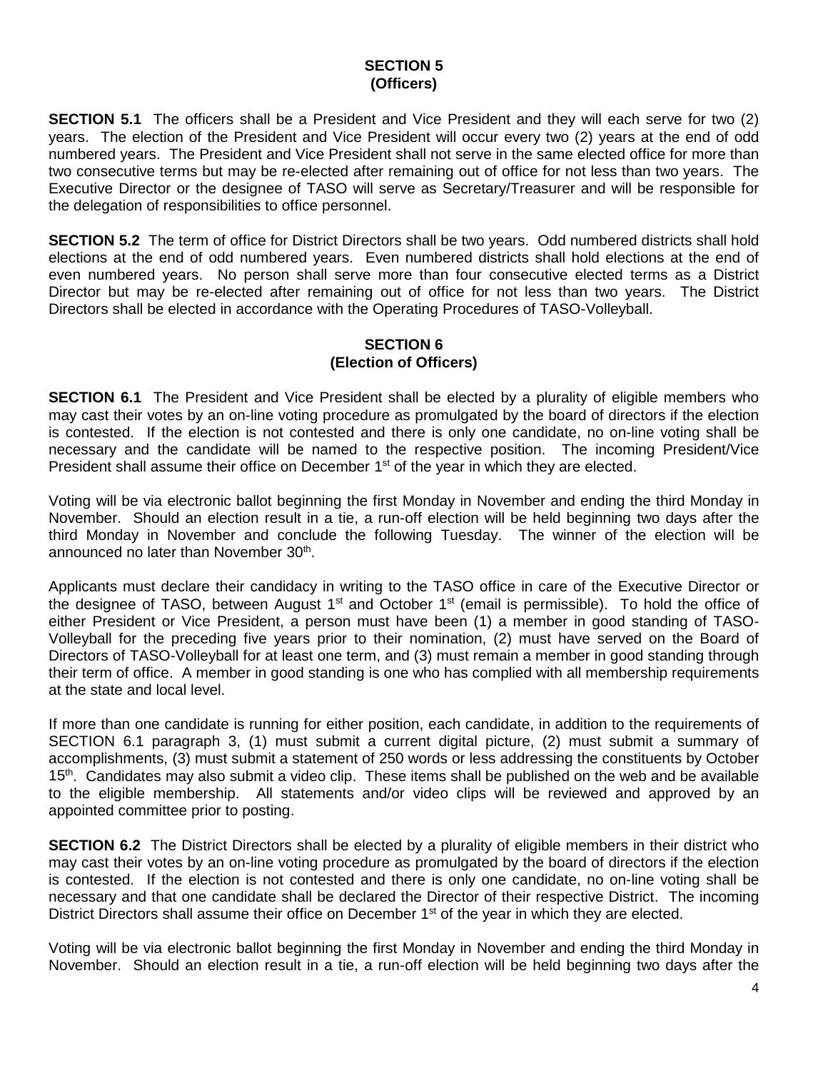## SECTION 5
## (Officers)

**SECTION 5.1** The officers shall be a President and Vice President and they will each serve for two (2) years. The election of the President and Vice President will occur every two (2) years at the end of odd numbered years. The President and Vice President shall not serve in the same elected office for more than two consecutive terms but may be re-elected after remaining out of office for not less than two years. The Executive Director or the designee of TASO will serve as Secretary/Treasurer and will be responsible for the delegation of responsibilities to office personnel.

**SECTION 5.2** The term of office for District Directors shall be two years. Odd numbered districts shall hold elections at the end of odd numbered years. Even numbered districts shall hold elections at the end of even numbered years. No person shall serve more than four consecutive elected terms as a District Director but may be re-elected after remaining out of office for not less than two years. The District Directors shall be elected in accordance with the Operating Procedures of TASO-Volleyball.

## SECTION 6
## (Election of Officers)

**SECTION 6.1** The President and Vice President shall be elected by a plurality of eligible members who may cast their votes by an on-line voting procedure as promulgated by the board of directors if the election is contested. If the election is not contested and there is only one candidate, no on-line voting shall be necessary and the candidate will be named to the respective position. The incoming President/Vice President shall assume their office on December 1st of the year in which they are elected.

Voting will be via electronic ballot beginning the first Monday in November and ending the third Monday in November. Should an election result in a tie, a run-off election will be held beginning two days after the third Monday in November and conclude the following Tuesday. The winner of the election will be announced no later than November 30th.

Applicants must declare their candidacy in writing to the TASO office in care of the Executive Director or the designee of TASO, between August 1st and October 1st (email is permissible). To hold the office of either President or Vice President, a person must have been (1) a member in good standing of TASO-Volleyball for the preceding five years prior to their nomination, (2) must have served on the Board of Directors of TASO-Volleyball for at least one term, and (3) must remain a member in good standing through their term of office. A member in good standing is one who has complied with all membership requirements at the state and local level.

If more than one candidate is running for either position, each candidate, in addition to the requirements of SECTION 6.1 paragraph 3, (1) must submit a current digital picture, (2) must submit a summary of accomplishments, (3) must submit a statement of 250 words or less addressing the constituents by October 15th. Candidates may also submit a video clip. These items shall be published on the web and be available to the eligible membership. All statements and/or video clips will be reviewed and approved by an appointed committee prior to posting.

**SECTION 6.2** The District Directors shall be elected by a plurality of eligible members in their district who may cast their votes by an on-line voting procedure as promulgated by the board of directors if the election is contested. If the election is not contested and there is only one candidate, no on-line voting shall be necessary and that one candidate shall be declared the Director of their respective District. The incoming District Directors shall assume their office on December 1st of the year in which they are elected.

Voting will be via electronic ballot beginning the first Monday in November and ending the third Monday in November. Should an election result in a tie, a run-off election will be held beginning two days after the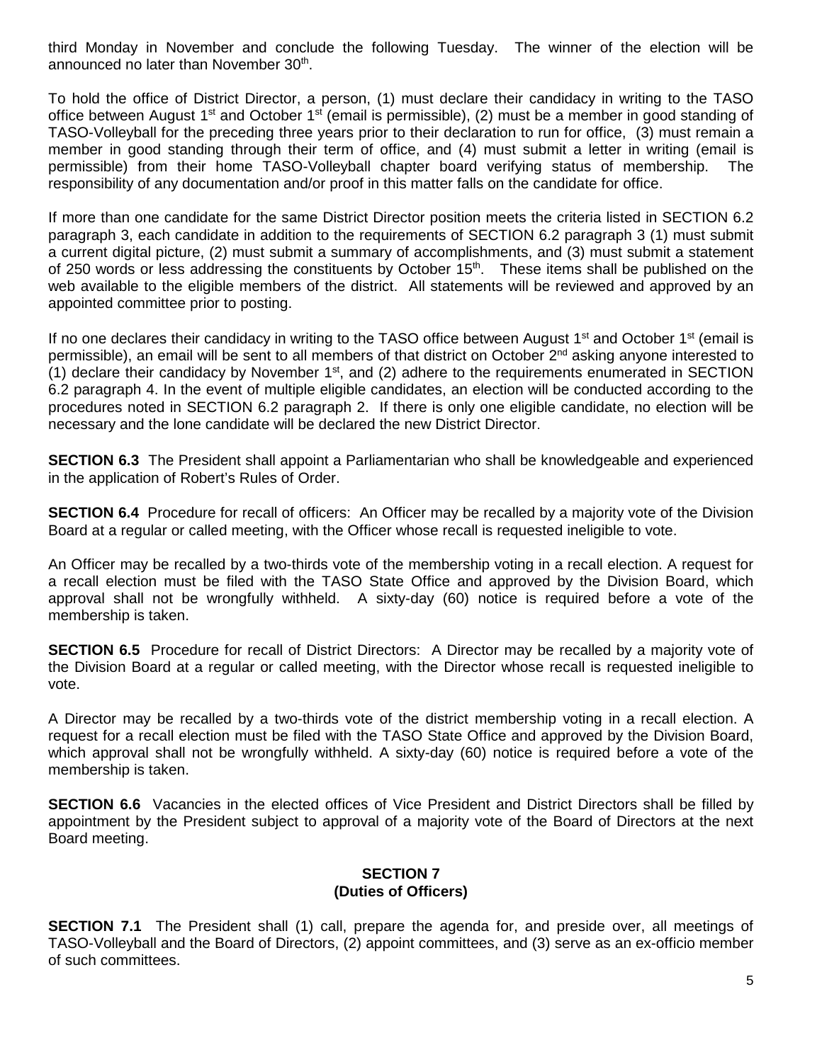third Monday in November and conclude the following Tuesday. The winner of the election will be announced no later than November 30th.

To hold the office of District Director, a person, (1) must declare their candidacy in writing to the TASO office between August 1st and October 1st (email is permissible), (2) must be a member in good standing of TASO-Volleyball for the preceding three years prior to their declaration to run for office, (3) must remain a member in good standing through their term of office, and (4) must submit a letter in writing (email is permissible) from their home TASO-Volleyball chapter board verifying status of membership. The responsibility of any documentation and/or proof in this matter falls on the candidate for office.

If more than one candidate for the same District Director position meets the criteria listed in SECTION 6.2 paragraph 3, each candidate in addition to the requirements of SECTION 6.2 paragraph 3 (1) must submit a current digital picture, (2) must submit a summary of accomplishments, and (3) must submit a statement of 250 words or less addressing the constituents by October 15th. These items shall be published on the web available to the eligible members of the district. All statements will be reviewed and approved by an appointed committee prior to posting.

If no one declares their candidacy in writing to the TASO office between August 1st and October 1st (email is permissible), an email will be sent to all members of that district on October 2nd asking anyone interested to (1) declare their candidacy by November 1st, and (2) adhere to the requirements enumerated in SECTION 6.2 paragraph 4. In the event of multiple eligible candidates, an election will be conducted according to the procedures noted in SECTION 6.2 paragraph 2. If there is only one eligible candidate, no election will be necessary and the lone candidate will be declared the new District Director.

**SECTION 6.3** The President shall appoint a Parliamentarian who shall be knowledgeable and experienced in the application of Robert's Rules of Order.

**SECTION 6.4** Procedure for recall of officers: An Officer may be recalled by a majority vote of the Division Board at a regular or called meeting, with the Officer whose recall is requested ineligible to vote.

An Officer may be recalled by a two-thirds vote of the membership voting in a recall election. A request for a recall election must be filed with the TASO State Office and approved by the Division Board, which approval shall not be wrongfully withheld. A sixty-day (60) notice is required before a vote of the membership is taken.

**SECTION 6.5** Procedure for recall of District Directors: A Director may be recalled by a majority vote of the Division Board at a regular or called meeting, with the Director whose recall is requested ineligible to vote.

A Director may be recalled by a two-thirds vote of the district membership voting in a recall election. A request for a recall election must be filed with the TASO State Office and approved by the Division Board, which approval shall not be wrongfully withheld. A sixty-day (60) notice is required before a vote of the membership is taken.

**SECTION 6.6** Vacancies in the elected offices of Vice President and District Directors shall be filled by appointment by the President subject to approval of a majority vote of the Board of Directors at the next Board meeting.

## SECTION 7
## (Duties of Officers)

**SECTION 7.1** The President shall (1) call, prepare the agenda for, and preside over, all meetings of TASO-Volleyball and the Board of Directors, (2) appoint committees, and (3) serve as an ex-officio member of such committees.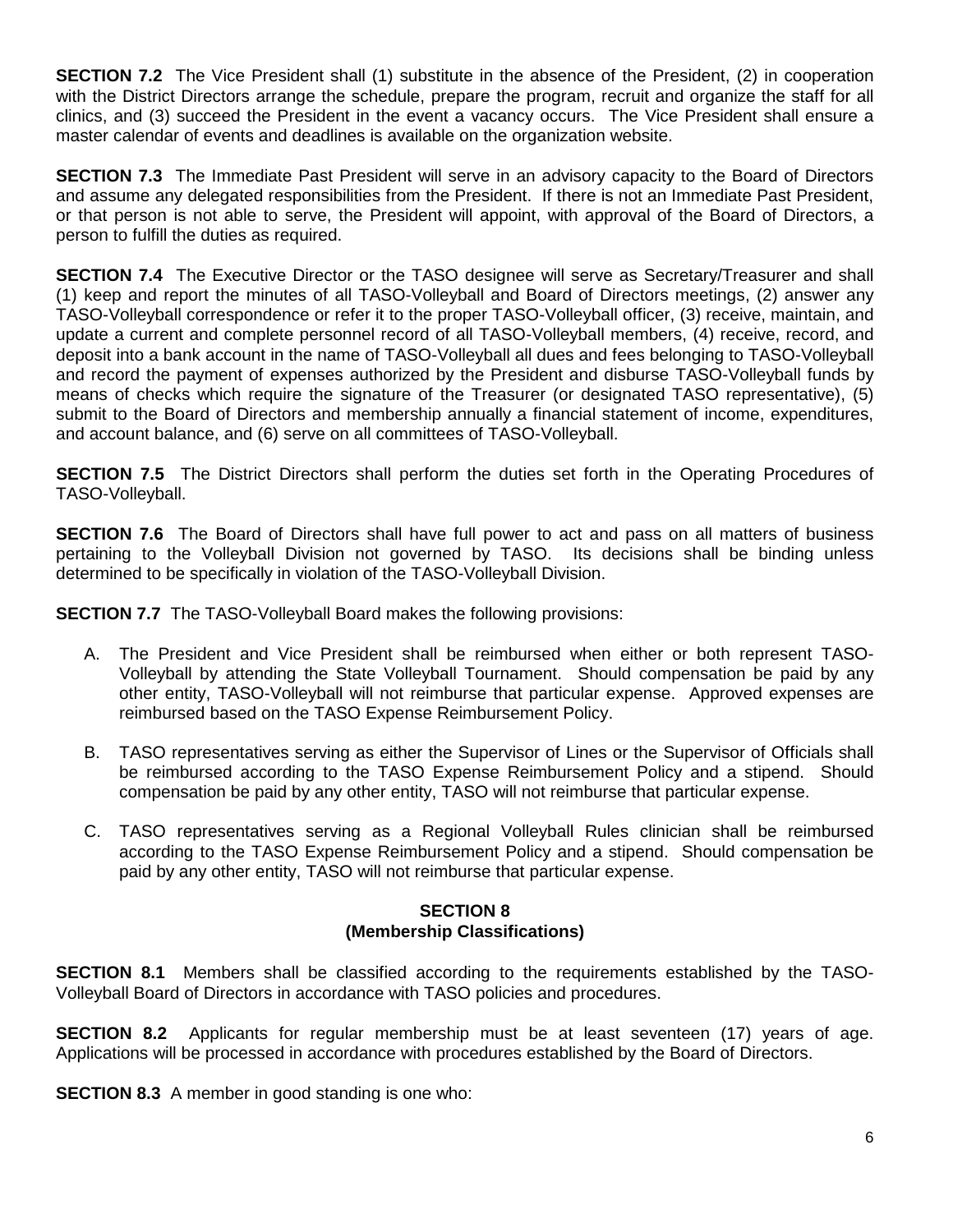**SECTION 7.2** The Vice President shall (1) substitute in the absence of the President, (2) in cooperation with the District Directors arrange the schedule, prepare the program, recruit and organize the staff for all clinics, and (3) succeed the President in the event a vacancy occurs. The Vice President shall ensure a master calendar of events and deadlines is available on the organization website.

**SECTION 7.3** The Immediate Past President will serve in an advisory capacity to the Board of Directors and assume any delegated responsibilities from the President. If there is not an Immediate Past President, or that person is not able to serve, the President will appoint, with approval of the Board of Directors, a person to fulfill the duties as required.

**SECTION 7.4** The Executive Director or the TASO designee will serve as Secretary/Treasurer and shall (1) keep and report the minutes of all TASO-Volleyball and Board of Directors meetings, (2) answer any TASO-Volleyball correspondence or refer it to the proper TASO-Volleyball officer, (3) receive, maintain, and update a current and complete personnel record of all TASO-Volleyball members, (4) receive, record, and deposit into a bank account in the name of TASO-Volleyball all dues and fees belonging to TASO-Volleyball and record the payment of expenses authorized by the President and disburse TASO-Volleyball funds by means of checks which require the signature of the Treasurer (or designated TASO representative), (5) submit to the Board of Directors and membership annually a financial statement of income, expenditures, and account balance, and (6) serve on all committees of TASO-Volleyball.

**SECTION 7.5** The District Directors shall perform the duties set forth in the Operating Procedures of TASO-Volleyball.

**SECTION 7.6** The Board of Directors shall have full power to act and pass on all matters of business pertaining to the Volleyball Division not governed by TASO. Its decisions shall be binding unless determined to be specifically in violation of the TASO-Volleyball Division.

**SECTION 7.7** The TASO-Volleyball Board makes the following provisions:

A. The President and Vice President shall be reimbursed when either or both represent TASO-Volleyball by attending the State Volleyball Tournament. Should compensation be paid by any other entity, TASO-Volleyball will not reimburse that particular expense. Approved expenses are reimbursed based on the TASO Expense Reimbursement Policy.

B. TASO representatives serving as either the Supervisor of Lines or the Supervisor of Officials shall be reimbursed according to the TASO Expense Reimbursement Policy and a stipend. Should compensation be paid by any other entity, TASO will not reimburse that particular expense.

C. TASO representatives serving as a Regional Volleyball Rules clinician shall be reimbursed according to the TASO Expense Reimbursement Policy and a stipend. Should compensation be paid by any other entity, TASO will not reimburse that particular expense.

## SECTION 8
## (Membership Classifications)

**SECTION 8.1** Members shall be classified according to the requirements established by the TASO-Volleyball Board of Directors in accordance with TASO policies and procedures.

**SECTION 8.2** Applicants for regular membership must be at least seventeen (17) years of age. Applications will be processed in accordance with procedures established by the Board of Directors.

**SECTION 8.3** A member in good standing is one who: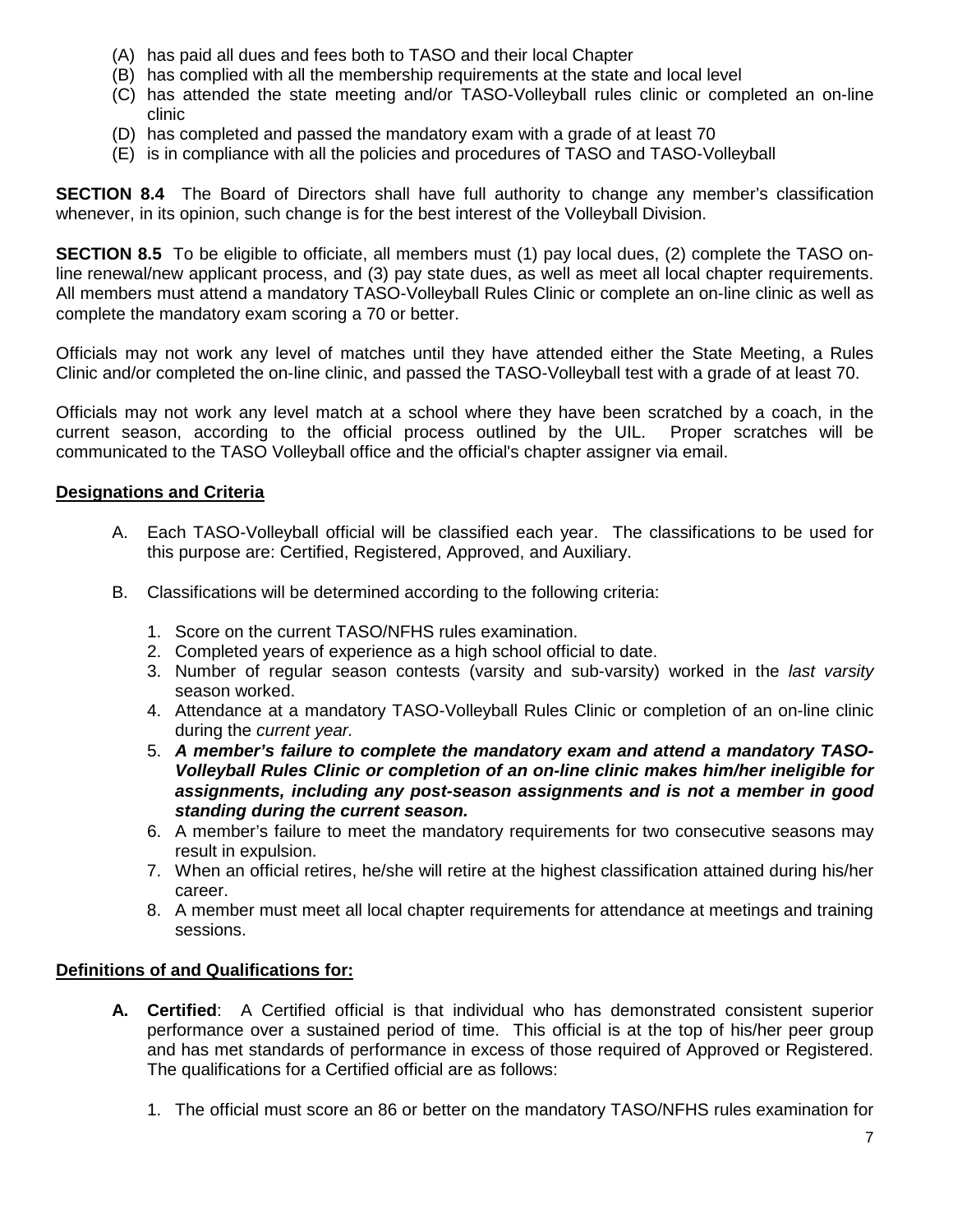(A) has paid all dues and fees both to TASO and their local Chapter
(B) has complied with all the membership requirements at the state and local level
(C) has attended the state meeting and/or TASO-Volleyball rules clinic or completed an on-line clinic
(D) has completed and passed the mandatory exam with a grade of at least 70
(E) is in compliance with all the policies and procedures of TASO and TASO-Volleyball

**SECTION 8.4** The Board of Directors shall have full authority to change any member's classification whenever, in its opinion, such change is for the best interest of the Volleyball Division.

**SECTION 8.5** To be eligible to officiate, all members must (1) pay local dues, (2) complete the TASO on-line renewal/new applicant process, and (3) pay state dues, as well as meet all local chapter requirements. All members must attend a mandatory TASO-Volleyball Rules Clinic or complete an on-line clinic as well as complete the mandatory exam scoring a 70 or better.

Officials may not work any level of matches until they have attended either the State Meeting, a Rules Clinic and/or completed the on-line clinic, and passed the TASO-Volleyball test with a grade of at least 70.

Officials may not work any level match at a school where they have been scratched by a coach, in the current season, according to the official process outlined by the UIL. Proper scratches will be communicated to the TASO Volleyball office and the official's chapter assigner via email.

**Designations and Criteria**

A. Each TASO-Volleyball official will be classified each year. The classifications to be used for this purpose are: Certified, Registered, Approved, and Auxiliary.

B. Classifications will be determined according to the following criteria:

   1. Score on the current TASO/NFHS rules examination.
   2. Completed years of experience as a high school official to date.
   3. Number of regular season contests (varsity and sub-varsity) worked in the *last varsity* season worked.
   4. Attendance at a mandatory TASO-Volleyball Rules Clinic or completion of an on-line clinic during the *current year.*
   5. ***A member's failure to complete the mandatory exam and attend a mandatory TASO-Volleyball Rules Clinic or completion of an on-line clinic makes him/her ineligible for assignments, including any post-season assignments and is not a member in good standing during the current season.***
   6. A member's failure to meet the mandatory requirements for two consecutive seasons may result in expulsion.
   7. When an official retires, he/she will retire at the highest classification attained during his/her career.
   8. A member must meet all local chapter requirements for attendance at meetings and training sessions.

**Definitions of and Qualifications for:**

**A. Certified**: A Certified official is that individual who has demonstrated consistent superior performance over a sustained period of time. This official is at the top of his/her peer group and has met standards of performance in excess of those required of Approved or Registered. The qualifications for a Certified official are as follows:

   1. The official must score an 86 or better on the mandatory TASO/NFHS rules examination for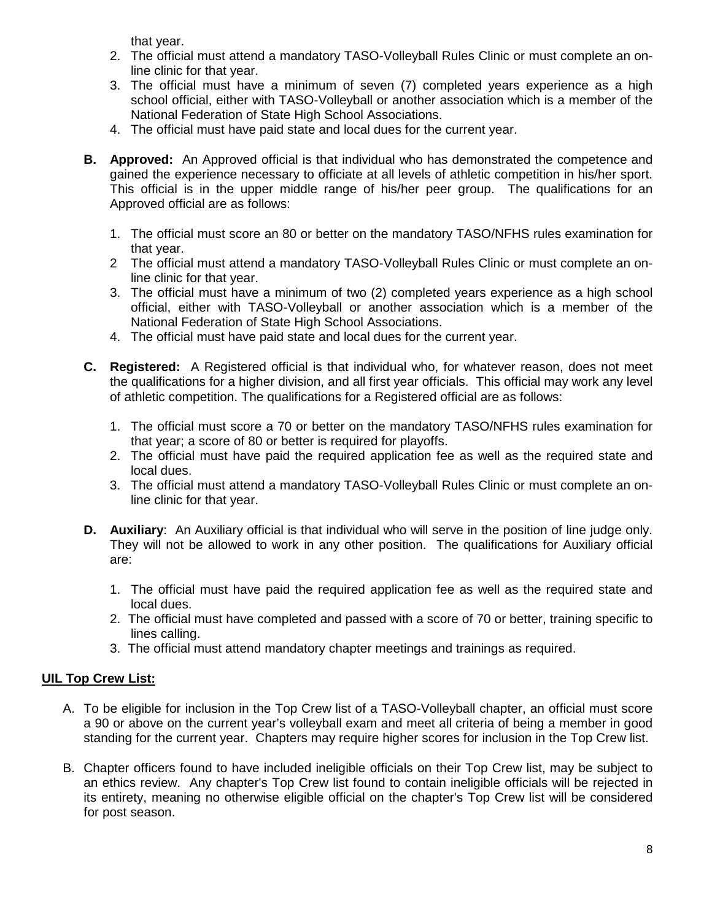that year.

2. The official must attend a mandatory TASO-Volleyball Rules Clinic or must complete an on-line clinic for that year.
3. The official must have a minimum of seven (7) completed years experience as a high school official, either with TASO-Volleyball or another association which is a member of the National Federation of State High School Associations.
4. The official must have paid state and local dues for the current year.

**B. Approved:** An Approved official is that individual who has demonstrated the competence and gained the experience necessary to officiate at all levels of athletic competition in his/her sport. This official is in the upper middle range of his/her peer group. The qualifications for an Approved official are as follows:

1. The official must score an 80 or better on the mandatory TASO/NFHS rules examination for that year.
2. The official must attend a mandatory TASO-Volleyball Rules Clinic or must complete an on-line clinic for that year.
3. The official must have a minimum of two (2) completed years experience as a high school official, either with TASO-Volleyball or another association which is a member of the National Federation of State High School Associations.
4. The official must have paid state and local dues for the current year.

**C. Registered:** A Registered official is that individual who, for whatever reason, does not meet the qualifications for a higher division, and all first year officials. This official may work any level of athletic competition. The qualifications for a Registered official are as follows:

1. The official must score a 70 or better on the mandatory TASO/NFHS rules examination for that year; a score of 80 or better is required for playoffs.
2. The official must have paid the required application fee as well as the required state and local dues.
3. The official must attend a mandatory TASO-Volleyball Rules Clinic or must complete an on-line clinic for that year.

**D. Auxiliary**: An Auxiliary official is that individual who will serve in the position of line judge only. They will not be allowed to work in any other position. The qualifications for Auxiliary official are:

1. The official must have paid the required application fee as well as the required state and local dues.
2. The official must have completed and passed with a score of 70 or better, training specific to lines calling.
3. The official must attend mandatory chapter meetings and trainings as required.

**UIL Top Crew List:**

A. To be eligible for inclusion in the Top Crew list of a TASO-Volleyball chapter, an official must score a 90 or above on the current year's volleyball exam and meet all criteria of being a member in good standing for the current year. Chapters may require higher scores for inclusion in the Top Crew list.

B. Chapter officers found to have included ineligible officials on their Top Crew list, may be subject to an ethics review. Any chapter's Top Crew list found to contain ineligible officials will be rejected in its entirety, meaning no otherwise eligible official on the chapter's Top Crew list will be considered for post season.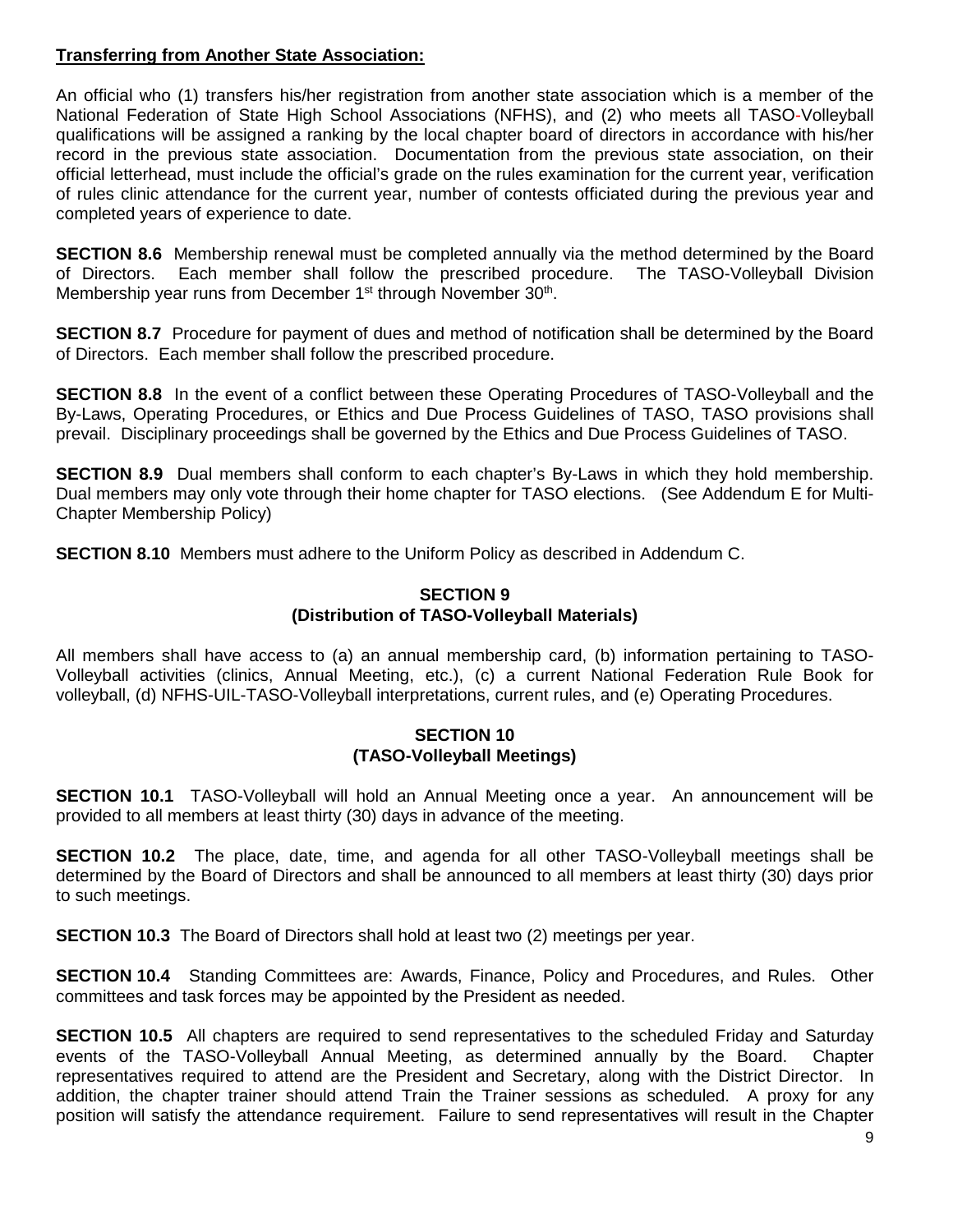**Transferring from Another State Association:**

An official who (1) transfers his/her registration from another state association which is a member of the National Federation of State High School Associations (NFHS), and (2) who meets all TASO-Volleyball qualifications will be assigned a ranking by the local chapter board of directors in accordance with his/her record in the previous state association. Documentation from the previous state association, on their official letterhead, must include the official's grade on the rules examination for the current year, verification of rules clinic attendance for the current year, number of contests officiated during the previous year and completed years of experience to date.

**SECTION 8.6** Membership renewal must be completed annually via the method determined by the Board of Directors. Each member shall follow the prescribed procedure. The TASO-Volleyball Division Membership year runs from December 1st through November 30th.

**SECTION 8.7** Procedure for payment of dues and method of notification shall be determined by the Board of Directors. Each member shall follow the prescribed procedure.

**SECTION 8.8** In the event of a conflict between these Operating Procedures of TASO-Volleyball and the By-Laws, Operating Procedures, or Ethics and Due Process Guidelines of TASO, TASO provisions shall prevail. Disciplinary proceedings shall be governed by the Ethics and Due Process Guidelines of TASO.

**SECTION 8.9** Dual members shall conform to each chapter's By-Laws in which they hold membership. Dual members may only vote through their home chapter for TASO elections. (See Addendum E for Multi-Chapter Membership Policy)

**SECTION 8.10** Members must adhere to the Uniform Policy as described in Addendum C.

## SECTION 9
## (Distribution of TASO-Volleyball Materials)

All members shall have access to (a) an annual membership card, (b) information pertaining to TASO-Volleyball activities (clinics, Annual Meeting, etc.), (c) a current National Federation Rule Book for volleyball, (d) NFHS-UIL-TASO-Volleyball interpretations, current rules, and (e) Operating Procedures.

## SECTION 10
## (TASO-Volleyball Meetings)

**SECTION 10.1** TASO-Volleyball will hold an Annual Meeting once a year. An announcement will be provided to all members at least thirty (30) days in advance of the meeting.

**SECTION 10.2** The place, date, time, and agenda for all other TASO-Volleyball meetings shall be determined by the Board of Directors and shall be announced to all members at least thirty (30) days prior to such meetings.

**SECTION 10.3** The Board of Directors shall hold at least two (2) meetings per year.

**SECTION 10.4** Standing Committees are: Awards, Finance, Policy and Procedures, and Rules. Other committees and task forces may be appointed by the President as needed.

**SECTION 10.5** All chapters are required to send representatives to the scheduled Friday and Saturday events of the TASO-Volleyball Annual Meeting, as determined annually by the Board. Chapter representatives required to attend are the President and Secretary, along with the District Director. In addition, the chapter trainer should attend Train the Trainer sessions as scheduled. A proxy for any position will satisfy the attendance requirement. Failure to send representatives will result in the Chapter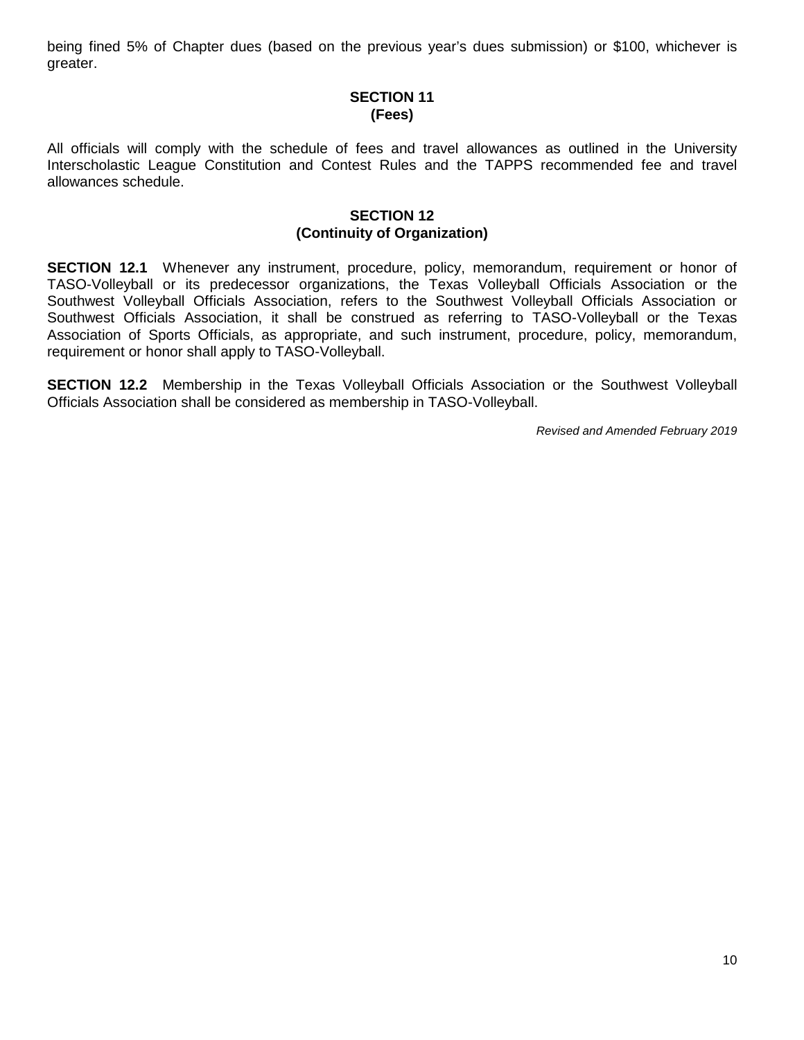being fined 5% of Chapter dues (based on the previous year's dues submission) or $100, whichever is greater.

## SECTION 11
## (Fees)

All officials will comply with the schedule of fees and travel allowances as outlined in the University Interscholastic League Constitution and Contest Rules and the TAPPS recommended fee and travel allowances schedule.

## SECTION 12
## (Continuity of Organization)

**SECTION 12.1** Whenever any instrument, procedure, policy, memorandum, requirement or honor of TASO-Volleyball or its predecessor organizations, the Texas Volleyball Officials Association or the Southwest Volleyball Officials Association, refers to the Southwest Volleyball Officials Association or Southwest Officials Association, it shall be construed as referring to TASO-Volleyball or the Texas Association of Sports Officials, as appropriate, and such instrument, procedure, policy, memorandum, requirement or honor shall apply to TASO-Volleyball.

**SECTION 12.2** Membership in the Texas Volleyball Officials Association or the Southwest Volleyball Officials Association shall be considered as membership in TASO-Volleyball.

*Revised and Amended February 2019*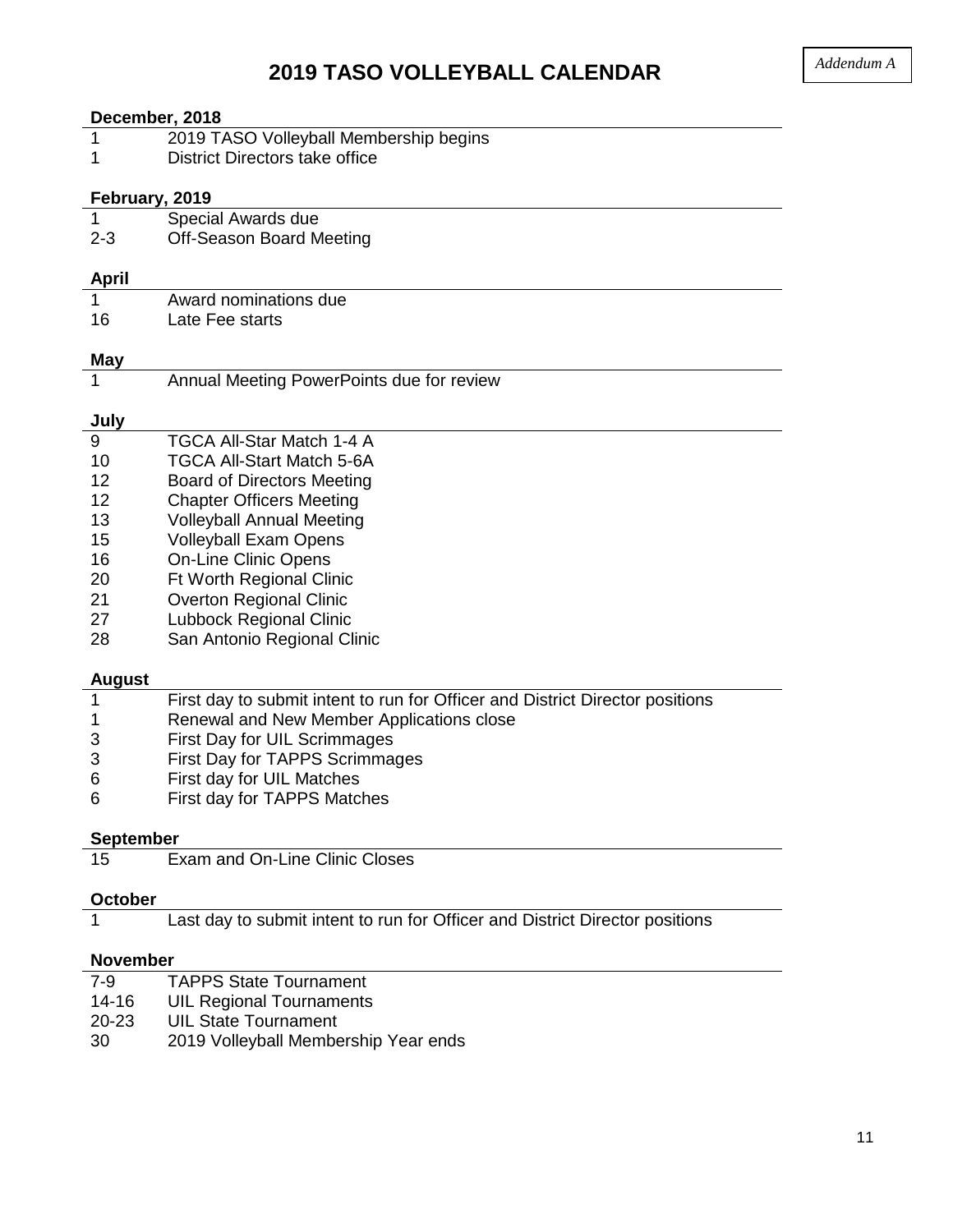*Addendum A*

# 2019 TASO VOLLEYBALL CALENDAR

**December, 2018**

| | |
|---|---|
| 1 | 2019 TASO Volleyball Membership begins |
| 1 | District Directors take office |

**February, 2019**

| | |
|---|---|
| 1 | Special Awards due |
| 2-3 | Off-Season Board Meeting |

**April**

| | |
|---|---|
| 1 | Award nominations due |
| 16 | Late Fee starts |

**May**

| | |
|---|---|
| 1 | Annual Meeting PowerPoints due for review |

**July**

| | |
|---|---|
| 9 | TGCA All-Star Match 1-4 A |
| 10 | TGCA All-Start Match 5-6A |
| 12 | Board of Directors Meeting |
| 12 | Chapter Officers Meeting |
| 13 | Volleyball Annual Meeting |
| 15 | Volleyball Exam Opens |
| 16 | On-Line Clinic Opens |
| 20 | Ft Worth Regional Clinic |
| 21 | Overton Regional Clinic |
| 27 | Lubbock Regional Clinic |
| 28 | San Antonio Regional Clinic |

**August**

| | |
|---|---|
| 1 | First day to submit intent to run for Officer and District Director positions |
| 1 | Renewal and New Member Applications close |
| 3 | First Day for UIL Scrimmages |
| 3 | First Day for TAPPS Scrimmages |
| 6 | First day for UIL Matches |
| 6 | First day for TAPPS Matches |

**September**

| | |
|---|---|
| 15 | Exam and On-Line Clinic Closes |

**October**

| | |
|---|---|
| 1 | Last day to submit intent to run for Officer and District Director positions |

**November**

| | |
|---|---|
| 7-9 | TAPPS State Tournament |
| 14-16 | UIL Regional Tournaments |
| 20-23 | UIL State Tournament |
| 30 | 2019 Volleyball Membership Year ends |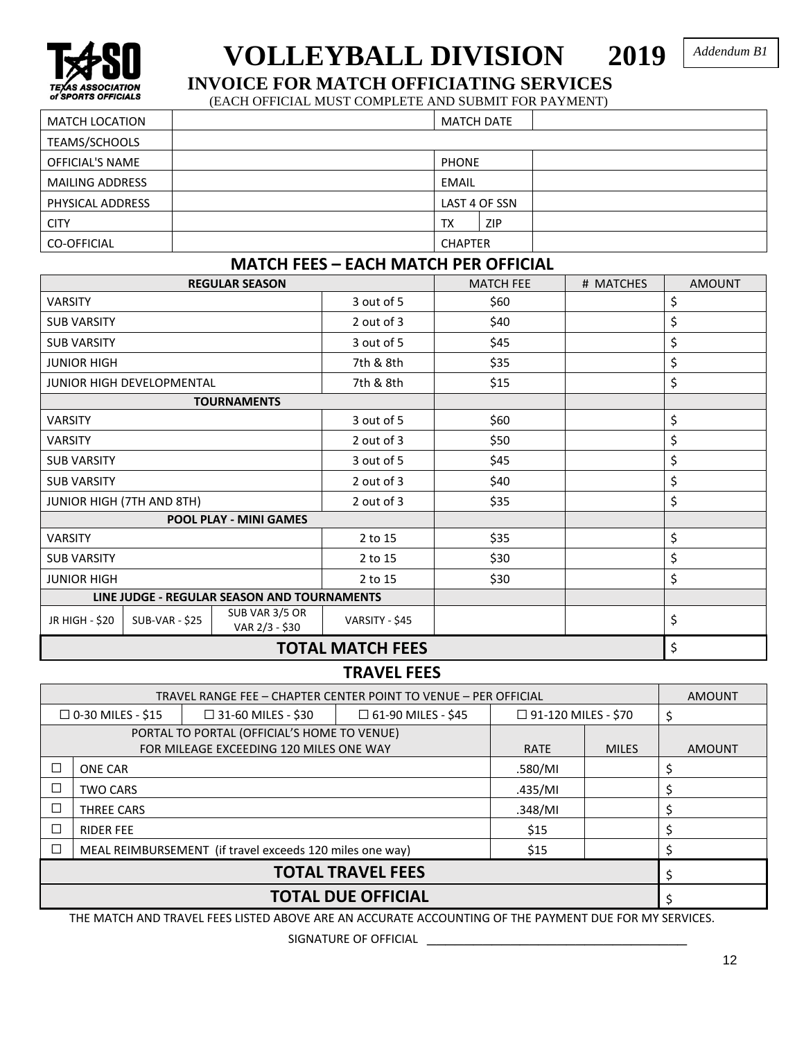*Addendum B1*

TASO TEXAS ASSOCIATION of SPORTS OFFICIALS

# VOLLEYBALL DIVISION 2019

## INVOICE FOR MATCH OFFICIATING SERVICES

(EACH OFFICIAL MUST COMPLETE AND SUBMIT FOR PAYMENT)

| | | | | |
|---|---|---|---|---|
| MATCH LOCATION | | MATCH DATE | | |
| TEAMS/SCHOOLS | | | | |
| OFFICIAL'S NAME | | PHONE | | |
| MAILING ADDRESS | | EMAIL | | |
| PHYSICAL ADDRESS | | LAST 4 OF SSN | | |
| CITY | | TX | ZIP | |
| CO-OFFICIAL | | CHAPTER | | |

## MATCH FEES – EACH MATCH PER OFFICIAL

| REGULAR SEASON | | | | MATCH FEE | # MATCHES | AMOUNT |
|---|---|---|---|---|---|---|
| VARSITY | | | 3 out of 5 | $60 | | $ |
| SUB VARSITY | | | 2 out of 3 | $40 | | $ |
| SUB VARSITY | | | 3 out of 5 | $45 | | $ |
| JUNIOR HIGH | | | 7th & 8th | $35 | | $ |
| JUNIOR HIGH DEVELOPMENTAL | | | 7th & 8th | $15 | | $ |
| **TOURNAMENTS** | | | | | | |
| VARSITY | | | 3 out of 5 | $60 | | $ |
| VARSITY | | | 2 out of 3 | $50 | | $ |
| SUB VARSITY | | | 3 out of 5 | $45 | | $ |
| SUB VARSITY | | | 2 out of 3 | $40 | | $ |
| JUNIOR HIGH (7TH AND 8TH) | | | 2 out of 3 | $35 | | $ |
| **POOL PLAY - MINI GAMES** | | | | | | |
| VARSITY | | | 2 to 15 | $35 | | $ |
| SUB VARSITY | | | 2 to 15 | $30 | | $ |
| JUNIOR HIGH | | | 2 to 15 | $30 | | $ |
| **LINE JUDGE - REGULAR SEASON AND TOURNAMENTS** | | | | | | |
| JR HIGH - $20 | SUB-VAR - $25 | SUB VAR 3/5 OR VAR 2/3 - $30 | VARSITY - $45 | | | $ |
| **TOTAL MATCH FEES** | | | | | | $ |

## TRAVEL FEES

| TRAVEL RANGE FEE – CHAPTER CENTER POINT TO VENUE – PER OFFICIAL | | | | | AMOUNT |
|---|---|---|---|---|---|
| ☐ 0-30 MILES - $15 | ☐ 31-60 MILES - $30 | ☐ 61-90 MILES - $45 | ☐ 91-120 MILES - $70 | | $ |
| PORTAL TO PORTAL (OFFICIAL'S HOME TO VENUE) FOR MILEAGE EXCEEDING 120 MILES ONE WAY | | | RATE | MILES | AMOUNT |
| ☐ | ONE CAR | | .580/MI | | $ |
| ☐ | TWO CARS | | .435/MI | | $ |
| ☐ | THREE CARS | | .348/MI | | $ |
| ☐ | RIDER FEE | | $15 | | $ |
| ☐ | MEAL REIMBURSEMENT (if travel exceeds 120 miles one way) | | $15 | | $ |
| **TOTAL TRAVEL FEES** | | | | | $ |
| **TOTAL DUE OFFICIAL** | | | | | $ |

THE MATCH AND TRAVEL FEES LISTED ABOVE ARE AN ACCURATE ACCOUNTING OF THE PAYMENT DUE FOR MY SERVICES.

SIGNATURE OF OFFICIAL ________________________________________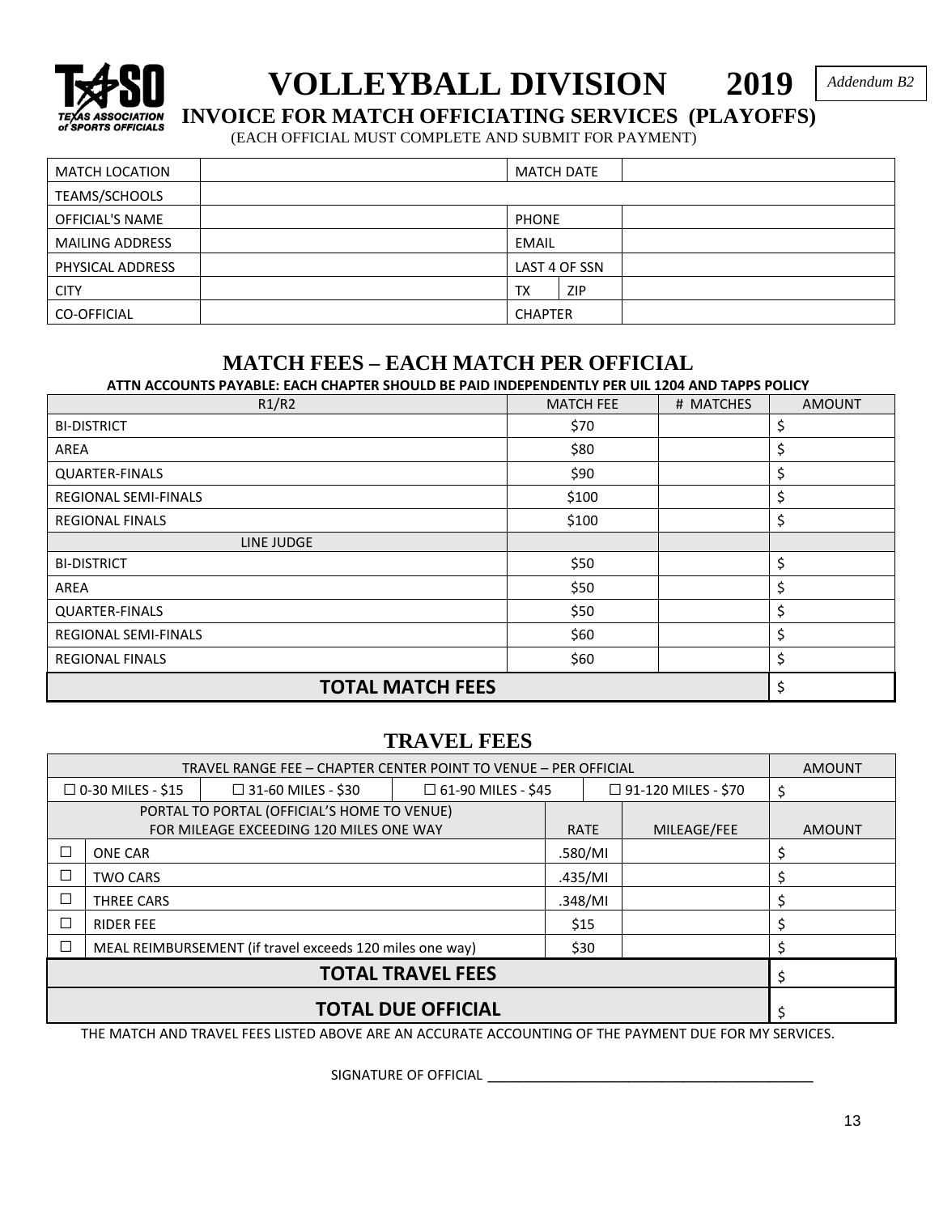# VOLLEYBALL DIVISION 2019

*Addendum B2*

## INVOICE FOR MATCH OFFICIATING SERVICES (PLAYOFFS)

(EACH OFFICIAL MUST COMPLETE AND SUBMIT FOR PAYMENT)

| | | | | |
|---|---|---|---|---|
| MATCH LOCATION | | MATCH DATE | | |
| TEAMS/SCHOOLS | | | | |
| OFFICIAL'S NAME | | PHONE | | |
| MAILING ADDRESS | | EMAIL | | |
| PHYSICAL ADDRESS | | LAST 4 OF SSN | | |
| CITY | | TX | ZIP | |
| CO-OFFICIAL | | CHAPTER | | |

## MATCH FEES – EACH MATCH PER OFFICIAL

**ATTN ACCOUNTS PAYABLE: EACH CHAPTER SHOULD BE PAID INDEPENDENTLY PER UIL 1204 AND TAPPS POLICY**

| R1/R2 | MATCH FEE | # MATCHES | AMOUNT |
|---|---|---|---|
| BI-DISTRICT | $70 | | $ |
| AREA | $80 | | $ |
| QUARTER-FINALS | $90 | | $ |
| REGIONAL SEMI-FINALS | $100 | | $ |
| REGIONAL FINALS | $100 | | $ |
| LINE JUDGE | | | |
| BI-DISTRICT | $50 | | $ |
| AREA | $50 | | $ |
| QUARTER-FINALS | $50 | | $ |
| REGIONAL SEMI-FINALS | $60 | | $ |
| REGIONAL FINALS | $60 | | $ |
| **TOTAL MATCH FEES** | | | $ |

## TRAVEL FEES

| TRAVEL RANGE FEE – CHAPTER CENTER POINT TO VENUE – PER OFFICIAL | | | | AMOUNT |
|---|---|---|---|---|
| ☐ 0-30 MILES - $15 | ☐ 31-60 MILES - $30 | ☐ 61-90 MILES - $45 | ☐ 91-120 MILES - $70 | $ |

| PORTAL TO PORTAL (OFFICIAL'S HOME TO VENUE) FOR MILEAGE EXCEEDING 120 MILES ONE WAY | | RATE | MILEAGE/FEE | AMOUNT |
|---|---|---|---|---|
| ☐ | ONE CAR | .580/MI | | $ |
| ☐ | TWO CARS | .435/MI | | $ |
| ☐ | THREE CARS | .348/MI | | $ |
| ☐ | RIDER FEE | $15 | | $ |
| ☐ | MEAL REIMBURSEMENT (if travel exceeds 120 miles one way) | $30 | | $ |
| **TOTAL TRAVEL FEES** | | | | $ |
| **TOTAL DUE OFFICIAL** | | | | $ |

THE MATCH AND TRAVEL FEES LISTED ABOVE ARE AN ACCURATE ACCOUNTING OF THE PAYMENT DUE FOR MY SERVICES.

SIGNATURE OF OFFICIAL ____________________________________________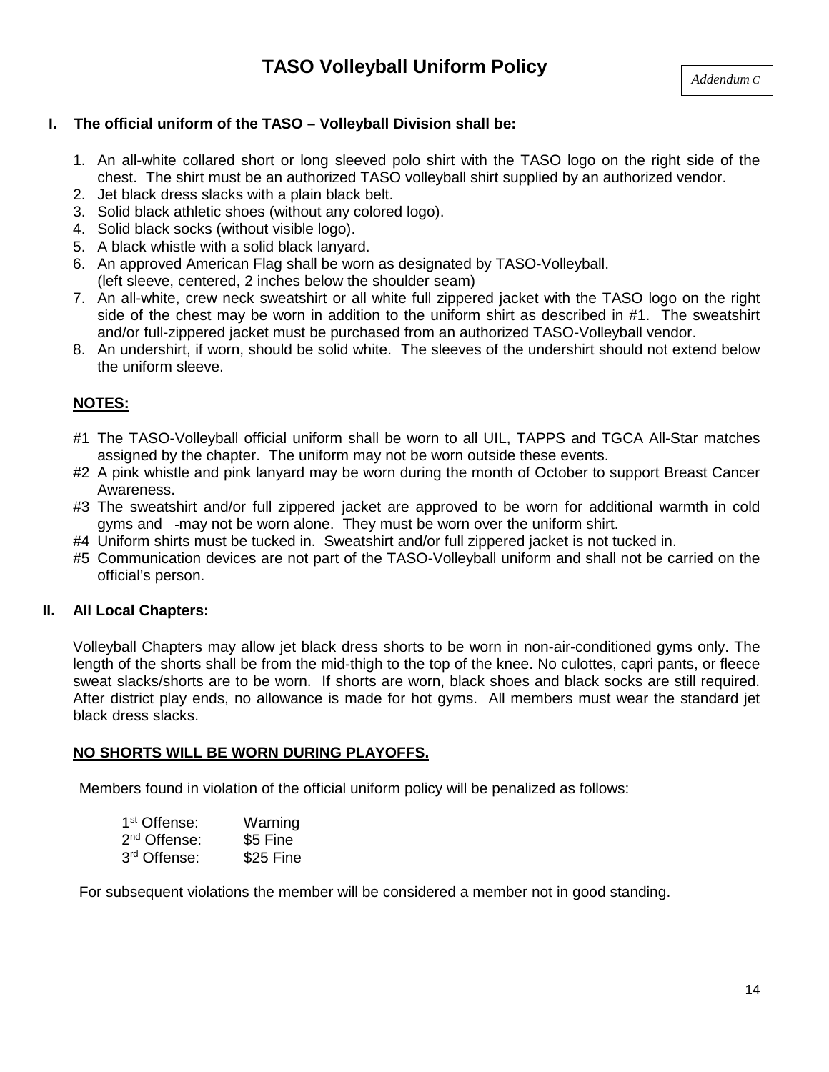# TASO Volleyball Uniform Policy

*Addendum C*

## I. The official uniform of the TASO – Volleyball Division shall be:

1. An all-white collared short or long sleeved polo shirt with the TASO logo on the right side of the chest. The shirt must be an authorized TASO volleyball shirt supplied by an authorized vendor.
2. Jet black dress slacks with a plain black belt.
3. Solid black athletic shoes (without any colored logo).
4. Solid black socks (without visible logo).
5. A black whistle with a solid black lanyard.
6. An approved American Flag shall be worn as designated by TASO-Volleyball. (left sleeve, centered, 2 inches below the shoulder seam)
7. An all-white, crew neck sweatshirt or all white full zippered jacket with the TASO logo on the right side of the chest may be worn in addition to the uniform shirt as described in #1. The sweatshirt and/or full-zippered jacket must be purchased from an authorized TASO-Volleyball vendor.
8. An undershirt, if worn, should be solid white. The sleeves of the undershirt should not extend below the uniform sleeve.

**NOTES:**

- #1 The TASO-Volleyball official uniform shall be worn to all UIL, TAPPS and TGCA All-Star matches assigned by the chapter. The uniform may not be worn outside these events.
- #2 A pink whistle and pink lanyard may be worn during the month of October to support Breast Cancer Awareness.
- #3 The sweatshirt and/or full zippered jacket are approved to be worn for additional warmth in cold gyms and may not be worn alone. They must be worn over the uniform shirt.
- #4 Uniform shirts must be tucked in. Sweatshirt and/or full zippered jacket is not tucked in.
- #5 Communication devices are not part of the TASO-Volleyball uniform and shall not be carried on the official's person.

## II. All Local Chapters:

Volleyball Chapters may allow jet black dress shorts to be worn in non-air-conditioned gyms only. The length of the shorts shall be from the mid-thigh to the top of the knee. No culottes, capri pants, or fleece sweat slacks/shorts are to be worn. If shorts are worn, black shoes and black socks are still required. After district play ends, no allowance is made for hot gyms. All members must wear the standard jet black dress slacks.

**NO SHORTS WILL BE WORN DURING PLAYOFFS.**

Members found in violation of the official uniform policy will be penalized as follows:

| | |
|---|---|
| 1st Offense: | Warning |
| 2nd Offense: | $5 Fine |
| 3rd Offense: | $25 Fine |

For subsequent violations the member will be considered a member not in good standing.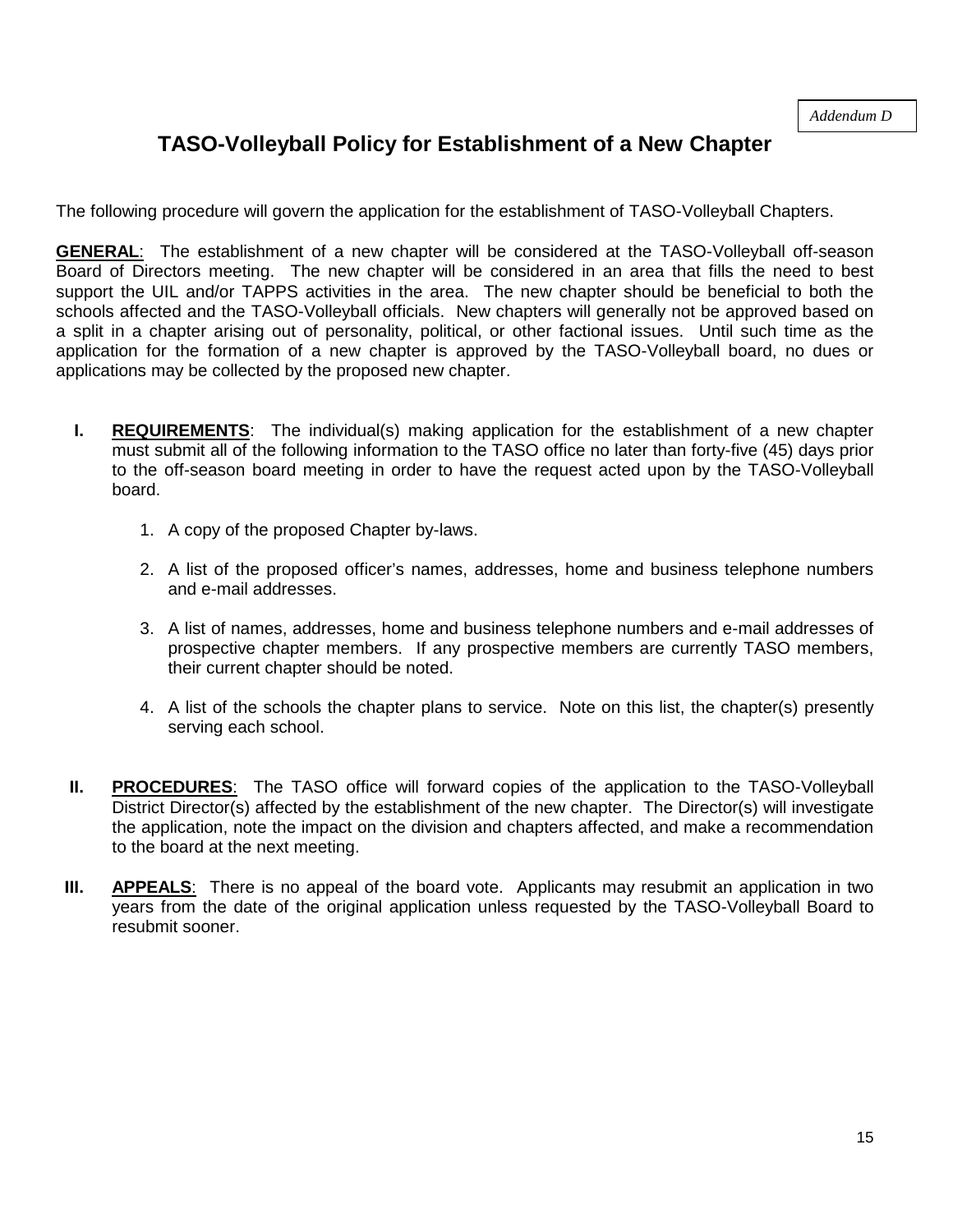*Addendum D*

# TASO-Volleyball Policy for Establishment of a New Chapter

The following procedure will govern the application for the establishment of TASO-Volleyball Chapters.

**GENERAL**: The establishment of a new chapter will be considered at the TASO-Volleyball off-season Board of Directors meeting. The new chapter will be considered in an area that fills the need to best support the UIL and/or TAPPS activities in the area. The new chapter should be beneficial to both the schools affected and the TASO-Volleyball officials. New chapters will generally not be approved based on a split in a chapter arising out of personality, political, or other factional issues. Until such time as the application for the formation of a new chapter is approved by the TASO-Volleyball board, no dues or applications may be collected by the proposed new chapter.

**I. REQUIREMENTS**: The individual(s) making application for the establishment of a new chapter must submit all of the following information to the TASO office no later than forty-five (45) days prior to the off-season board meeting in order to have the request acted upon by the TASO-Volleyball board.

1. A copy of the proposed Chapter by-laws.
2. A list of the proposed officer's names, addresses, home and business telephone numbers and e-mail addresses.
3. A list of names, addresses, home and business telephone numbers and e-mail addresses of prospective chapter members. If any prospective members are currently TASO members, their current chapter should be noted.
4. A list of the schools the chapter plans to service. Note on this list, the chapter(s) presently serving each school.

**II. PROCEDURES**: The TASO office will forward copies of the application to the TASO-Volleyball District Director(s) affected by the establishment of the new chapter. The Director(s) will investigate the application, note the impact on the division and chapters affected, and make a recommendation to the board at the next meeting.

**III. APPEALS**: There is no appeal of the board vote. Applicants may resubmit an application in two years from the date of the original application unless requested by the TASO-Volleyball Board to resubmit sooner.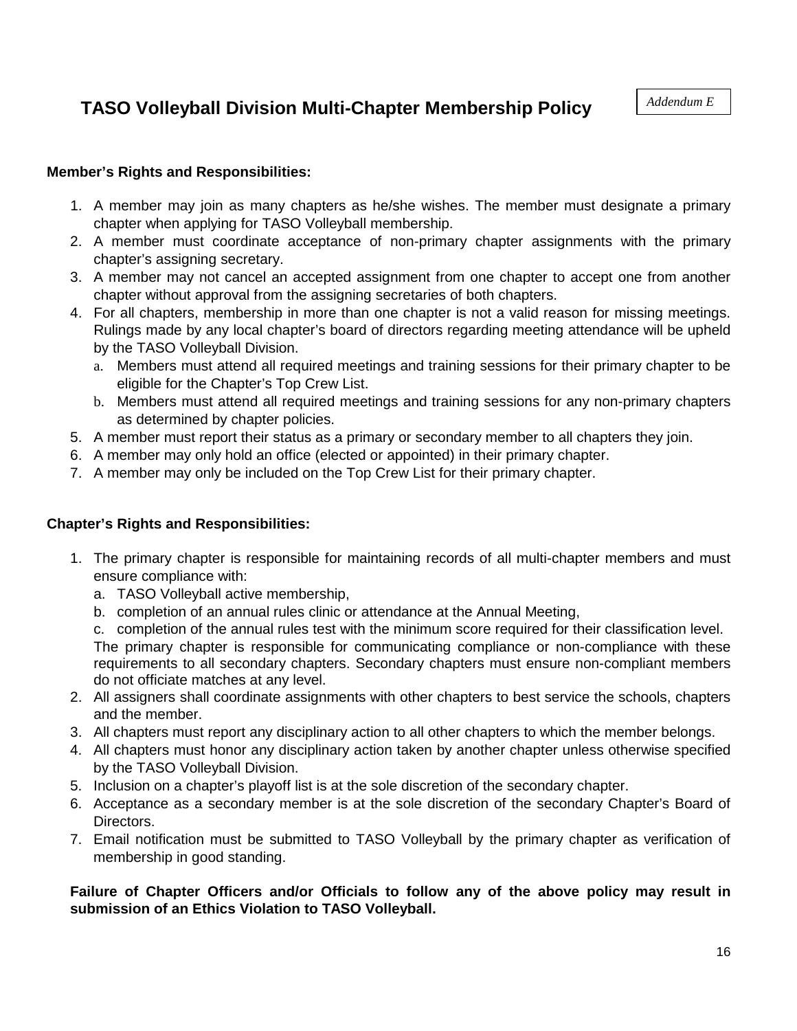# TASO Volleyball Division Multi-Chapter Membership Policy

*Addendum E*

**Member's Rights and Responsibilities:**

1. A member may join as many chapters as he/she wishes. The member must designate a primary chapter when applying for TASO Volleyball membership.
2. A member must coordinate acceptance of non-primary chapter assignments with the primary chapter's assigning secretary.
3. A member may not cancel an accepted assignment from one chapter to accept one from another chapter without approval from the assigning secretaries of both chapters.
4. For all chapters, membership in more than one chapter is not a valid reason for missing meetings. Rulings made by any local chapter's board of directors regarding meeting attendance will be upheld by the TASO Volleyball Division.
   a. Members must attend all required meetings and training sessions for their primary chapter to be eligible for the Chapter's Top Crew List.
   b. Members must attend all required meetings and training sessions for any non-primary chapters as determined by chapter policies.
5. A member must report their status as a primary or secondary member to all chapters they join.
6. A member may only hold an office (elected or appointed) in their primary chapter.
7. A member may only be included on the Top Crew List for their primary chapter.

**Chapter's Rights and Responsibilities:**

1. The primary chapter is responsible for maintaining records of all multi-chapter members and must ensure compliance with:
   a. TASO Volleyball active membership,
   b. completion of an annual rules clinic or attendance at the Annual Meeting,
   c. completion of the annual rules test with the minimum score required for their classification level.

   The primary chapter is responsible for communicating compliance or non-compliance with these requirements to all secondary chapters. Secondary chapters must ensure non-compliant members do not officiate matches at any level.
2. All assigners shall coordinate assignments with other chapters to best service the schools, chapters and the member.
3. All chapters must report any disciplinary action to all other chapters to which the member belongs.
4. All chapters must honor any disciplinary action taken by another chapter unless otherwise specified by the TASO Volleyball Division.
5. Inclusion on a chapter's playoff list is at the sole discretion of the secondary chapter.
6. Acceptance as a secondary member is at the sole discretion of the secondary Chapter's Board of Directors.
7. Email notification must be submitted to TASO Volleyball by the primary chapter as verification of membership in good standing.

**Failure of Chapter Officers and/or Officials to follow any of the above policy may result in submission of an Ethics Violation to TASO Volleyball.**